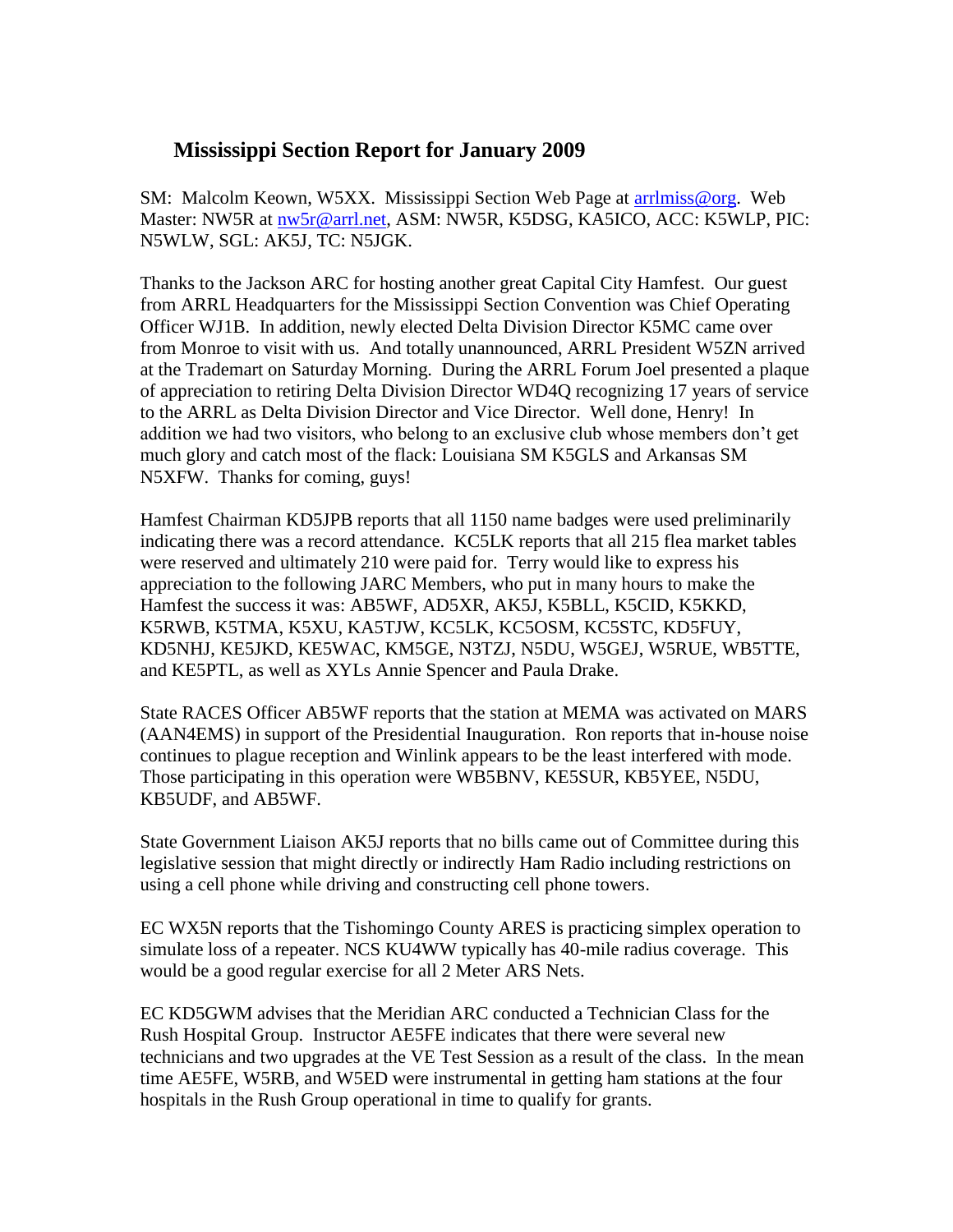# Mississippi Section Report for January 2009

SM: Malcolm Keown, W5XX. Mississippi Section Web Page at arrlmiss@org. Web Master: NW5R at nw5r@arrl.net, ASM: NW5R, K5DSG, KA5ICO, ACC: K5WLP, PIC: N5WLW, SGL: AK5J, TC: N5JGK.

Thanks to the Jackson ARC for hosting another great Capital City Hamfest. Our guest from ARRL Headquarters for the Mississippi Section Convention was Chief Operating Officer WJ1B. In addition, newly elected Delta Division Director K5MC came over from Monroe to visit with us. And totally unannounced, ARRL President W5ZN arrived at the Trademart on Saturday Morning. During the ARRL Forum Joel presented a plaque of appreciation to retiring Delta Division Director WD4Q recognizing 17 years of service to the ARRL as Delta Division Director and Vice Director. Well done, Henry! In addition we had two visitors, who belong to an exclusive club whose members don't get much glory and catch most of the flack: Louisiana SM K5GLS and Arkansas SM N5XFW. Thanks for coming, guys!

Hamfest Chairman KD5JPB reports that all 1150 name badges were used preliminarily indicating there was a record attendance. KC5LK reports that all 215 flea market tables were reserved and ultimately 210 were paid for. Terry would like to express his appreciation to the following JARC Members, who put in many hours to make the Hamfest the success it was: AB5WF, AD5XR, AK5J, K5BLL, K5CID, K5KKD, K5RWB, K5TMA, K5XU, KA5TJW, KC5LK, KC5OSM, KC5STC, KD5FUY, KD5NHJ, KE5JKD, KE5WAC, KM5GE, N3TZJ, N5DU, W5GEJ, W5RUE, WB5TTE, and KE5PTL, as well as XYLs Annie Spencer and Paula Drake.

State RACES Officer AB5WF reports that the station at MEMA was activated on MARS (AAN4EMS) in support of the Presidential Inauguration. Ron reports that in-house noise continues to plague reception and Winlink appears to be the least interfered with mode. Those participating in this operation were WB5BNV, KE5SUR, KB5YEE, N5DU, KB5UDF, and AB5WF.

State Government Liaison AK5J reports that no bills came out of Committee during this legislative session that might directly or indirectly Ham Radio including restrictions on using a cell phone while driving and constructing cell phone towers.

EC WX5N reports that the Tishomingo County ARES is practicing simplex operation to simulate loss of a repeater. NCS KU4WW typically has 40-mile radius coverage. This would be a good regular exercise for all 2 Meter ARS Nets.

EC KD5GWM advises that the Meridian ARC conducted a Technician Class for the Rush Hospital Group. Instructor AE5FE indicates that there were several new technicians and two upgrades at the VE Test Session as a result of the class. In the mean time AE5FE, W5RB, and W5ED were instrumental in getting ham stations at the four hospitals in the Rush Group operational in time to qualify for grants.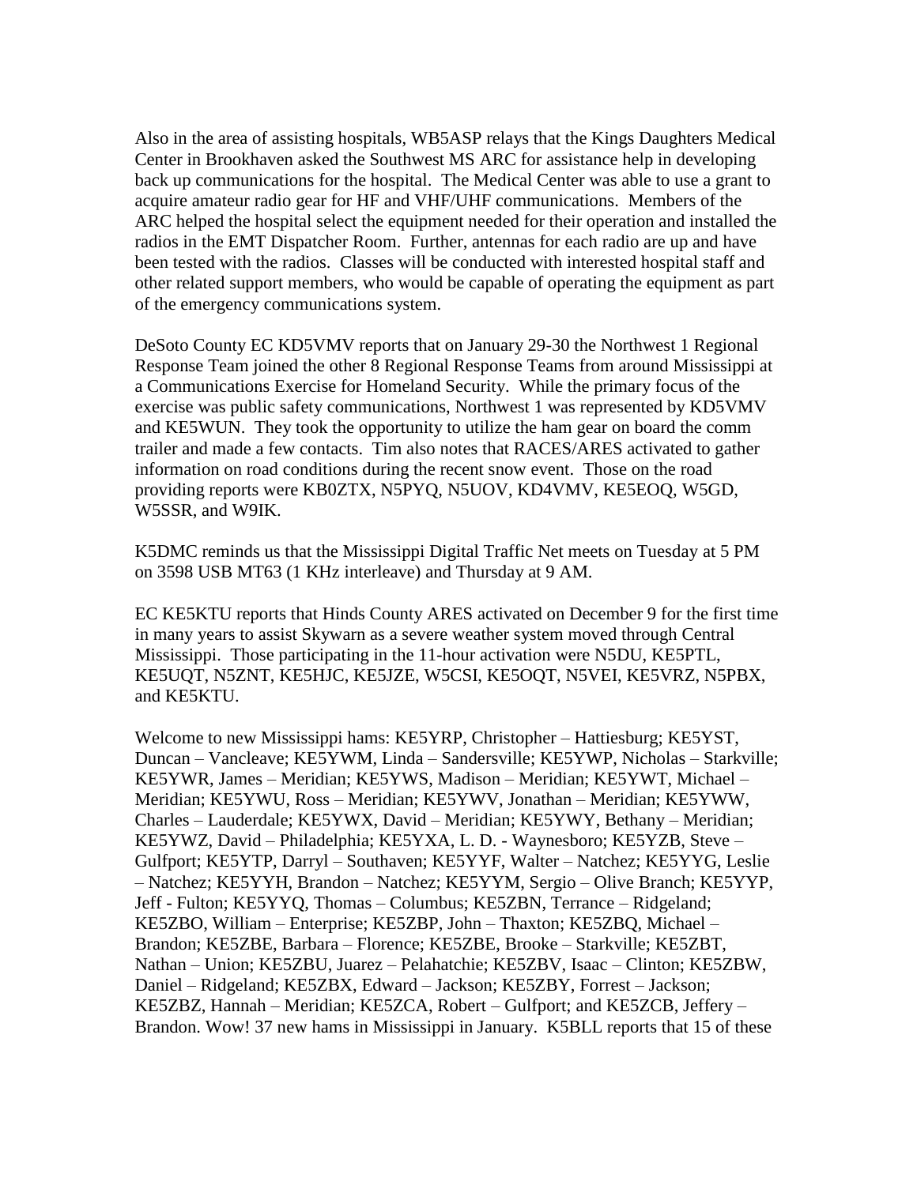Also in the area of assisting hospitals, WB5ASP relays that the Kings Daughters Medical Center in Brookhaven asked the Southwest MS ARC for assistance help in developing back up communications for the hospital. The Medical Center was able to use a grant to acquire amateur radio gear for HF and VHF/UHF communications. Members of the ARC helped the hospital select the equipment needed for their operation and installed the radios in the EMT Dispatcher Room. Further, antennas for each radio are up and have been tested with the radios. Classes will be conducted with interested hospital staff and other related support members, who would be capable of operating the equipment as part of the emergency communications system.

DeSoto County EC KD5VMV reports that on January 29-30 the Northwest 1 Regional Response Team joined the other 8 Regional Response Teams from around Mississippi at a Communications Exercise for Homeland Security. While the primary focus of the exercise was public safety communications, Northwest 1 was represented by KD5VMV and KE5WUN. They took the opportunity to utilize the ham gear on board the comm trailer and made a few contacts. Tim also notes that RACES/ARES activated to gather information on road conditions during the recent snow event. Those on the road providing reports were KB0ZTX, N5PYQ, N5UOV, KD4VMV, KE5EOQ, W5GD, W5SSR, and W9IK.

K5DMC reminds us that the Mississippi Digital Traffic Net meets on Tuesday at 5 PM on 3598 USB MT63 (1 KHz interleave) and Thursday at 9 AM.

EC KE5KTU reports that Hinds County ARES activated on December 9 for the first time in many years to assist Skywarn as a severe weather system moved through Central Mississippi. Those participating in the 11-hour activation were N5DU, KE5PTL, KE5UQT, N5ZNT, KE5HJC, KE5JZE, W5CSI, KE5OQT, N5VEI, KE5VRZ, N5PBX, and KE5KTU.

Welcome to new Mississippi hams: KE5YRP, Christopher – Hattiesburg; KE5YST, Duncan – Vancleave; KE5YWM, Linda – Sandersville; KE5YWP, Nicholas – Starkville; KE5YWR, James – Meridian; KE5YWS, Madison – Meridian; KE5YWT, Michael – Meridian; KE5YWU, Ross – Meridian; KE5YWV, Jonathan – Meridian; KE5YWW, Charles – Lauderdale; KE5YWX, David – Meridian; KE5YWY, Bethany – Meridian; KE5YWZ, David – Philadelphia; KE5YXA, L. D. - Waynesboro; KE5YZB, Steve – Gulfport; KE5YTP, Darryl – Southaven; KE5YYF, Walter – Natchez; KE5YYG, Leslie – Natchez; KE5YYH, Brandon – Natchez; KE5YYM, Sergio – Olive Branch; KE5YYP, Jeff - Fulton; KE5YYQ, Thomas – Columbus; KE5ZBN, Terrance – Ridgeland; KE5ZBO, William – Enterprise; KE5ZBP, John – Thaxton; KE5ZBQ, Michael – Brandon; KE5ZBE, Barbara – Florence; KE5ZBE, Brooke – Starkville; KE5ZBT, Nathan – Union; KE5ZBU, Juarez – Pelahatchie; KE5ZBV, Isaac – Clinton; KE5ZBW, Daniel – Ridgeland; KE5ZBX, Edward – Jackson; KE5ZBY, Forrest – Jackson; KE5ZBZ, Hannah – Meridian; KE5ZCA, Robert – Gulfport; and KE5ZCB, Jeffery – Brandon. Wow! 37 new hams in Mississippi in January. K5BLL reports that 15 of these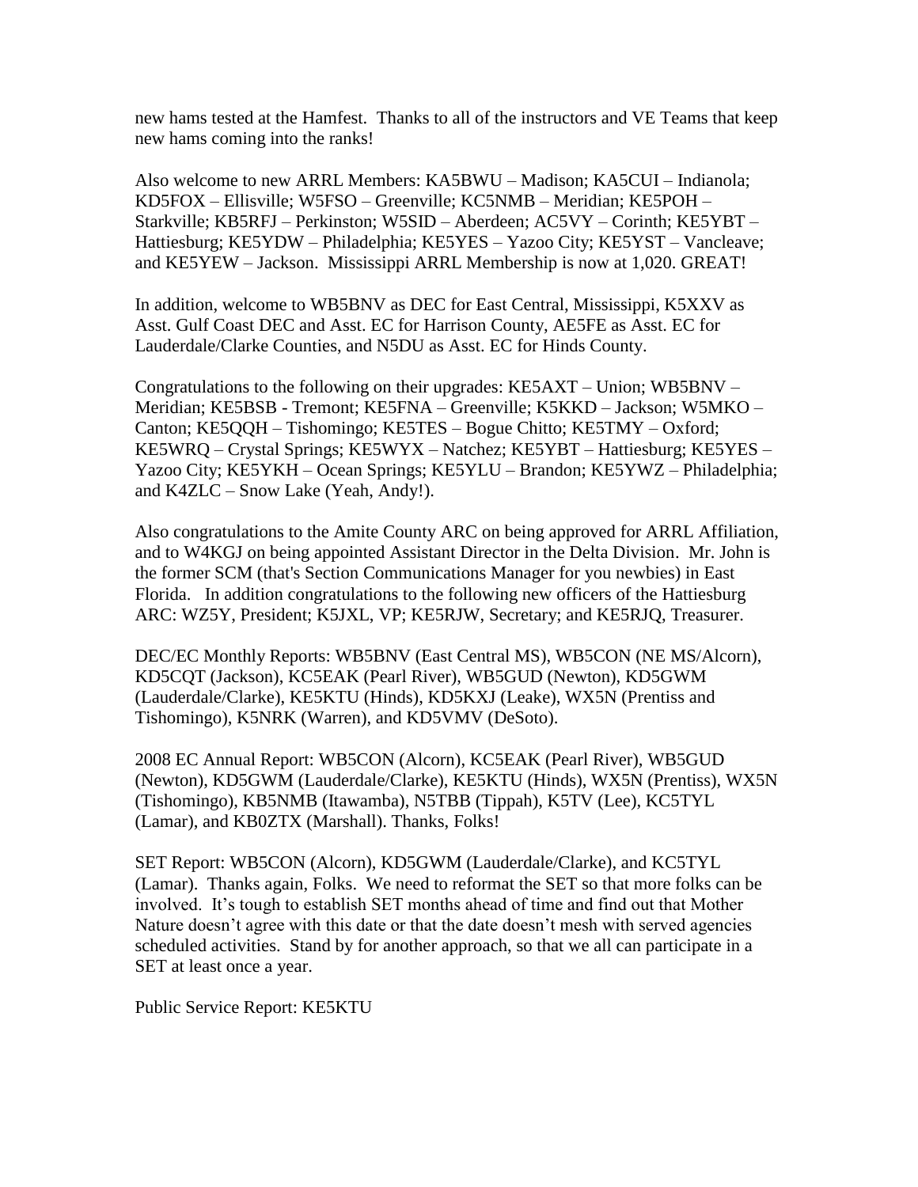new hams tested at the Hamfest. Thanks to all of the instructors and VE Teams that keep new hams coming into the ranks!

Also welcome to new ARRL Members: KA5BWU – Madison; KA5CUI – Indianola; KD5FOX – Ellisville; W5FSO – Greenville; KC5NMB – Meridian; KE5POH – Starkville; KB5RFJ – Perkinston; W5SID – Aberdeen; AC5VY – Corinth; KE5YBT – Hattiesburg; KE5YDW – Philadelphia; KE5YES – Yazoo City; KE5YST – Vancleave; and KE5YEW – Jackson. Mississippi ARRL Membership is now at 1,020. GREAT!

In addition, welcome to WB5BNV as DEC for East Central, Mississippi, K5XXV as Asst. Gulf Coast DEC and Asst. EC for Harrison County, AE5FE as Asst. EC for Lauderdale/Clarke Counties, and N5DU as Asst. EC for Hinds County.

Congratulations to the following on their upgrades: KE5AXT – Union; WB5BNV – Meridian; KE5BSB - Tremont; KE5FNA – Greenville; K5KKD – Jackson; W5MKO – Canton; KE5QQH – Tishomingo; KE5TES – Bogue Chitto; KE5TMY – Oxford; KE5WRQ – Crystal Springs; KE5WYX – Natchez; KE5YBT – Hattiesburg; KE5YES – Yazoo City; KE5YKH – Ocean Springs; KE5YLU – Brandon; KE5YWZ – Philadelphia; and K4ZLC – Snow Lake (Yeah, Andy!).

Also congratulations to the Amite County ARC on being approved for ARRL Affiliation, and to W4KGJ on being appointed Assistant Director in the Delta Division. Mr. John is the former SCM (that's Section Communications Manager for you newbies) in East Florida. In addition congratulations to the following new officers of the Hattiesburg ARC: WZ5Y, President; K5JXL, VP; KE5RJW, Secretary; and KE5RJQ, Treasurer.

DEC/EC Monthly Reports: WB5BNV (East Central MS), WB5CON (NE MS/Alcorn), KD5CQT (Jackson), KC5EAK (Pearl River), WB5GUD (Newton), KD5GWM (Lauderdale/Clarke), KE5KTU (Hinds), KD5KXJ (Leake), WX5N (Prentiss and Tishomingo), K5NRK (Warren), and KD5VMV (DeSoto).

2008 EC Annual Report: WB5CON (Alcorn), KC5EAK (Pearl River), WB5GUD (Newton), KD5GWM (Lauderdale/Clarke), KE5KTU (Hinds), WX5N (Prentiss), WX5N (Tishomingo), KB5NMB (Itawamba), N5TBB (Tippah), K5TV (Lee), KC5TYL (Lamar), and KB0ZTX (Marshall). Thanks, Folks!

SET Report: WB5CON (Alcorn), KD5GWM (Lauderdale/Clarke), and KC5TYL (Lamar). Thanks again, Folks. We need to reformat the SET so that more folks can be involved. It's tough to establish SET months ahead of time and find out that Mother Nature doesn't agree with this date or that the date doesn't mesh with served agencies scheduled activities. Stand by for another approach, so that we all can participate in a SET at least once a year.

Public Service Report: KE5KTU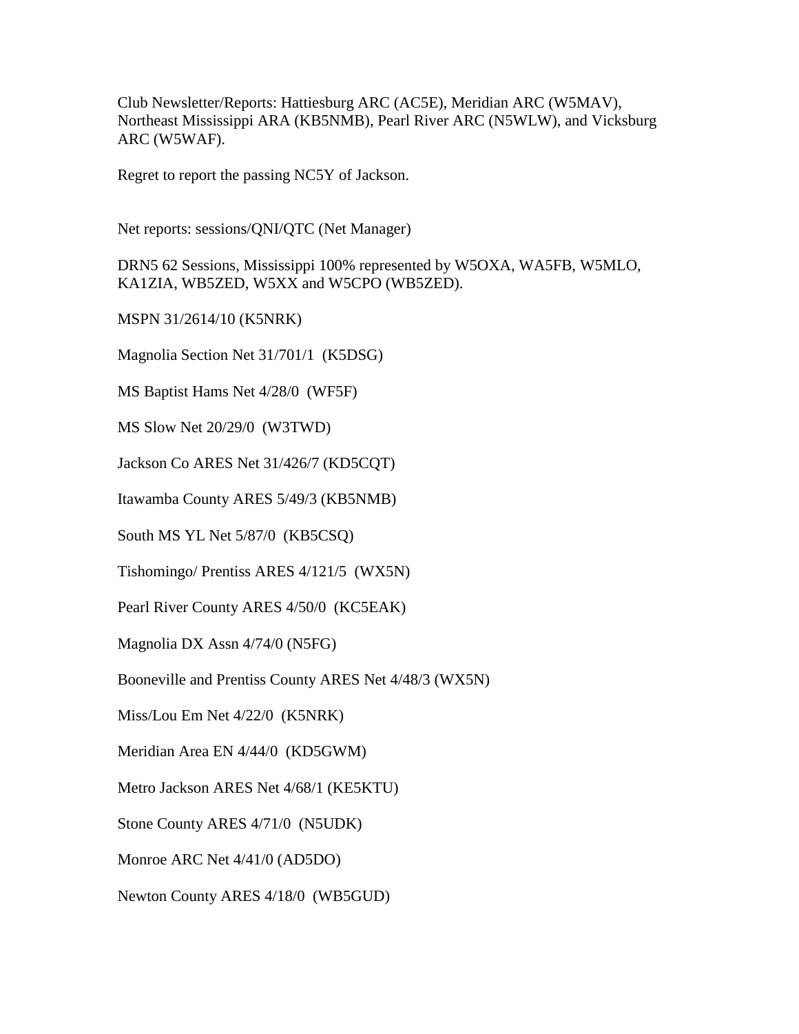Club Newsletter/Reports: Hattiesburg ARC (AC5E), Meridian ARC (W5MAV), Northeast Mississippi ARA (KB5NMB), Pearl River ARC (N5WLW), and Vicksburg ARC (W5WAF).

Regret to report the passing NC5Y of Jackson.

Net reports: sessions/QNI/QTC (Net Manager)

DRN5 62 Sessions, Mississippi 100% represented by W5OXA, WA5FB, W5MLO, KA1ZIA, WB5ZED, W5XX and W5CPO (WB5ZED).

MSPN 31/2614/10 (K5NRK)

Magnolia Section Net 31/701/1 (K5DSG)

MS Baptist Hams Net 4/28/0 (WF5F)

MS Slow Net 20/29/0 (W3TWD)

Jackson Co ARES Net 31/426/7 (KD5CQT)

Itawamba County ARES 5/49/3 (KB5NMB)

South MS YL Net 5/87/0 (KB5CSQ)

Tishomingo/ Prentiss ARES 4/121/5 (WX5N)

Pearl River County ARES 4/50/0 (KC5EAK)

Magnolia DX Assn 4/74/0 (N5FG)

Booneville and Prentiss County ARES Net 4/48/3 (WX5N)

Miss/Lou Em Net 4/22/0 (K5NRK)

Meridian Area EN 4/44/0 (KD5GWM)

Metro Jackson ARES Net 4/68/1 (KE5KTU)

Stone County ARES 4/71/0 (N5UDK)

Monroe ARC Net 4/41/0 (AD5DO)

Newton County ARES 4/18/0 (WB5GUD)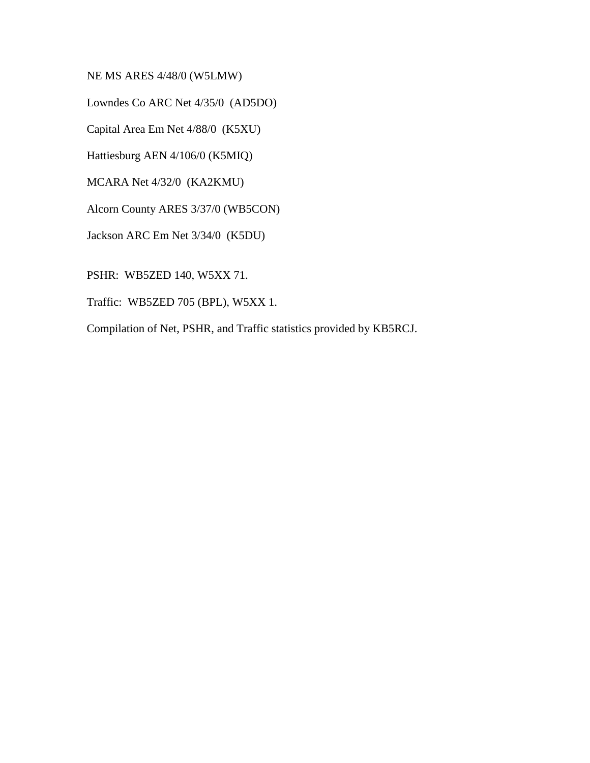NE MS ARES 4/48/0 (W5LMW)

Lowndes Co ARC Net 4/35/0  (AD5DO)

Capital Area Em Net 4/88/0  (K5XU)

Hattiesburg AEN 4/106/0 (K5MIQ)

MCARA Net 4/32/0  (KA2KMU)

Alcorn County ARES 3/37/0 (WB5CON)

Jackson ARC Em Net 3/34/0  (K5DU)

PSHR:  WB5ZED 140, W5XX 71.

Traffic:  WB5ZED 705 (BPL), W5XX 1.

Compilation of Net, PSHR, and Traffic statistics provided by KB5RCJ.